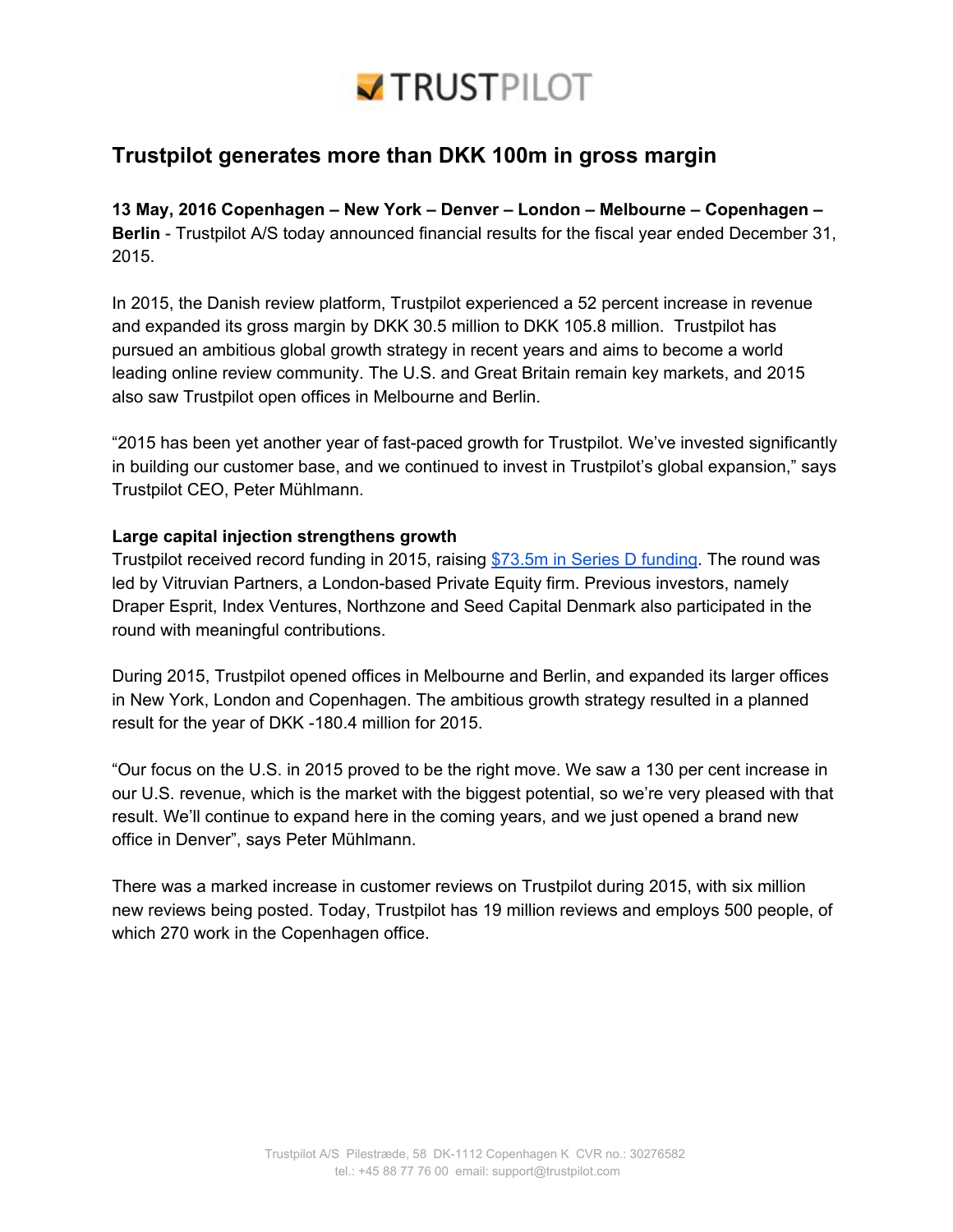# Trustpilot generates more than DKK 100m in gross margin

**13 May, 2016 Copenhagen – New York – Denver – London – Melbourne – Copenhagen – Berlin** - Trustpilot A/S today announced financial results for the fiscal year ended December 31, 2015.

In 2015, the Danish review platform, Trustpilot experienced a 52 percent increase in revenue and expanded its gross margin by DKK 30.5 million to DKK 105.8 million. Trustpilot has pursued an ambitious global growth strategy in recent years and aims to become a world leading online review community. The U.S. and Great Britain remain key markets, and 2015 also saw Trustpilot open offices in Melbourne and Berlin.

"2015 has been yet another year of fast-paced growth for Trustpilot. We've invested significantly in building our customer base, and we continued to invest in Trustpilot's global expansion," says Trustpilot CEO, Peter Mühlmann.

**Large capital injection strengthens growth**

Trustpilot received record funding in 2015, raising [$73.5m in Series D funding](). The round was led by Vitruvian Partners, a London-based Private Equity firm. Previous investors, namely Draper Esprit, Index Ventures, Northzone and Seed Capital Denmark also participated in the round with meaningful contributions.

During 2015, Trustpilot opened offices in Melbourne and Berlin, and expanded its larger offices in New York, London and Copenhagen. The ambitious growth strategy resulted in a planned result for the year of DKK -180.4 million for 2015.

"Our focus on the U.S. in 2015 proved to be the right move. We saw a 130 per cent increase in our U.S. revenue, which is the market with the biggest potential, so we're very pleased with that result. We'll continue to expand here in the coming years, and we just opened a brand new office in Denver", says Peter Mühlmann.

There was a marked increase in customer reviews on Trustpilot during 2015, with six million new reviews being posted. Today, Trustpilot has 19 million reviews and employs 500 people, of which 270 work in the Copenhagen office.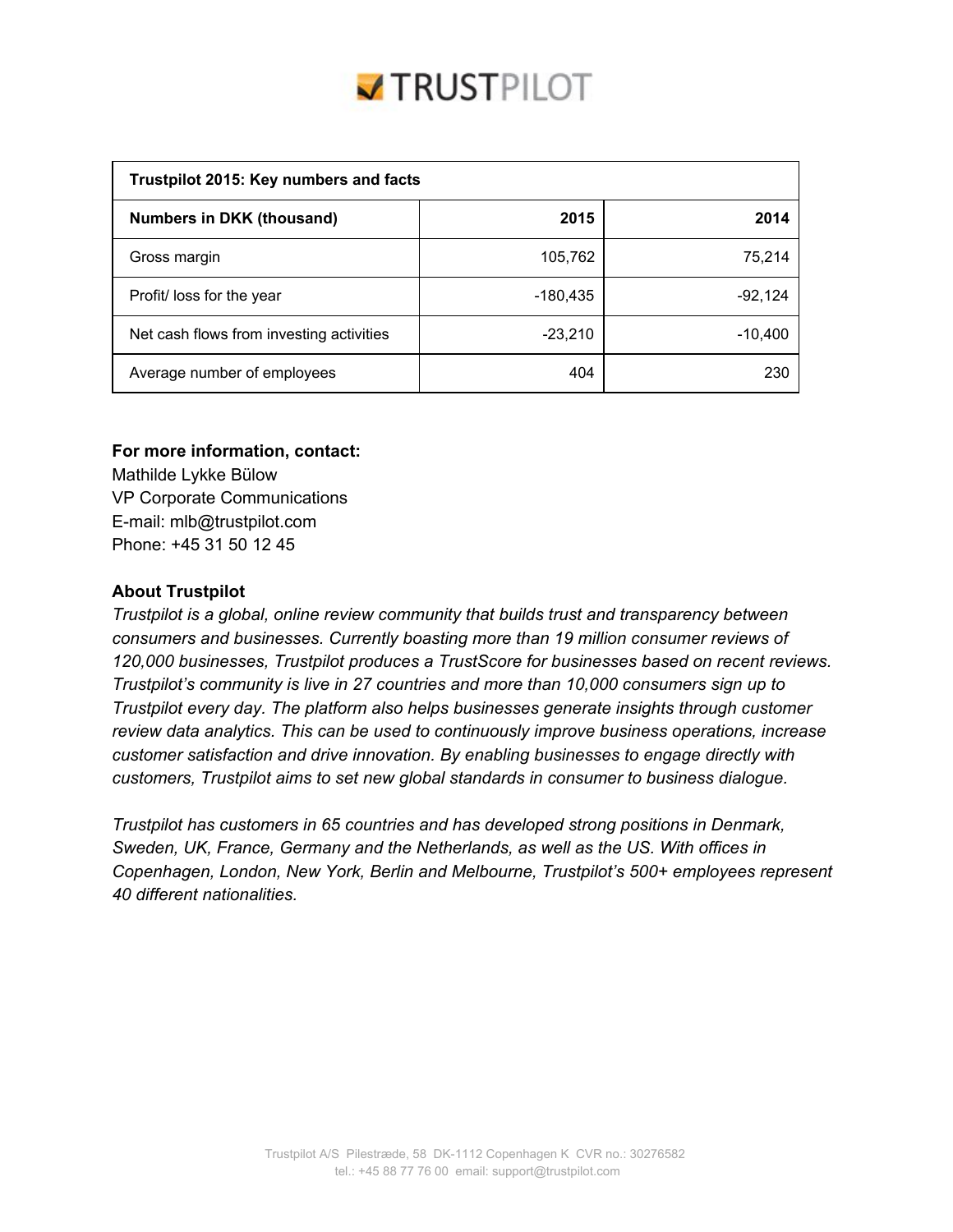| Trustpilot 2015: Key numbers and facts | | |
|---|---|---|
| **Numbers in DKK (thousand)** | **2015** | **2014** |
| Gross margin | 105,762 | 75,214 |
| Profit/ loss for the year | -180,435 | -92,124 |
| Net cash flows from investing activities | -23,210 | -10,400 |
| Average number of employees | 404 | 230 |

**For more information, contact:**
Mathilde Lykke Bülow
VP Corporate Communications
E-mail: mlb@trustpilot.com
Phone: +45 31 50 12 45

**About Trustpilot**

*Trustpilot is a global, online review community that builds trust and transparency between consumers and businesses. Currently boasting more than 19 million consumer reviews of 120,000 businesses, Trustpilot produces a TrustScore for businesses based on recent reviews. Trustpilot's community is live in 27 countries and more than 10,000 consumers sign up to Trustpilot every day. The platform also helps businesses generate insights through customer review data analytics. This can be used to continuously improve business operations, increase customer satisfaction and drive innovation. By enabling businesses to engage directly with customers, Trustpilot aims to set new global standards in consumer to business dialogue.*

*Trustpilot has customers in 65 countries and has developed strong positions in Denmark, Sweden, UK, France, Germany and the Netherlands, as well as the US. With offices in Copenhagen, London, New York, Berlin and Melbourne, Trustpilot's 500+ employees represent 40 different nationalities.*